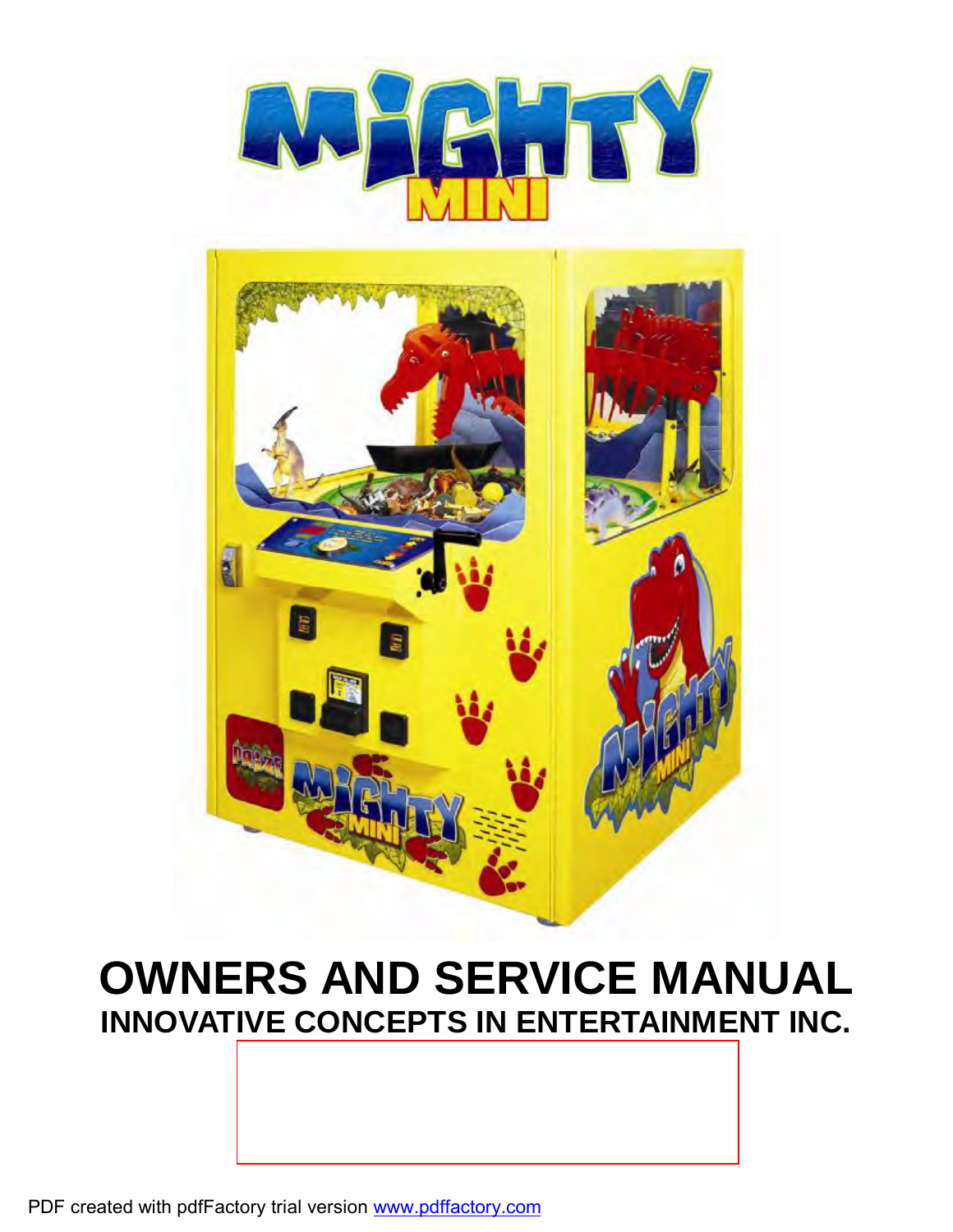# MIGHTY MINI

# OWNERS AND SERVICE MANUAL

## INNOVATIVE CONCEPTS IN ENTERTAINMENT INC.

PDF created with pdfFactory trial version www.pdffactory.com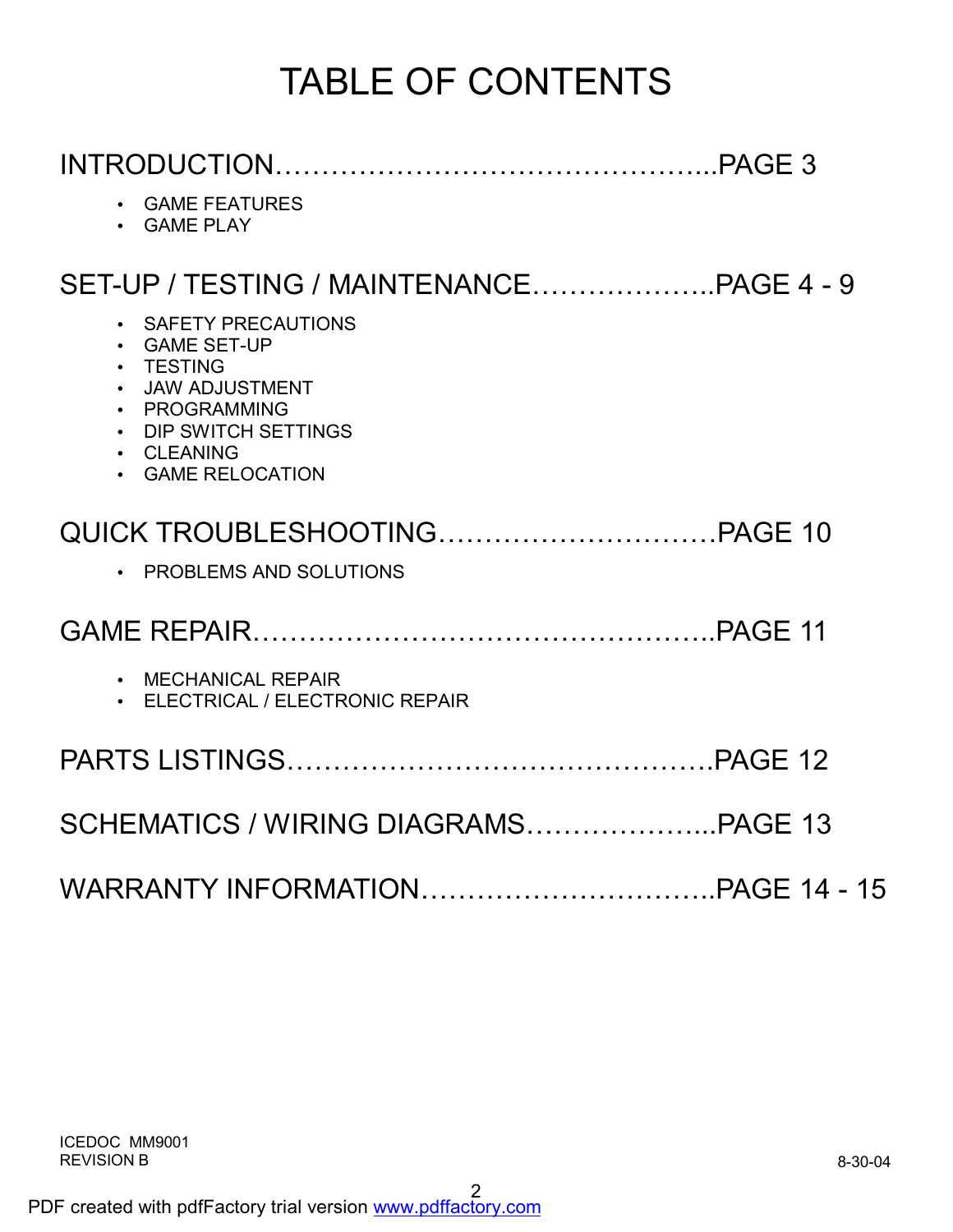# TABLE OF CONTENTS

## INTRODUCTION…………………………………………...PAGE 3

- GAME FEATURES
- GAME PLAY

## SET-UP / TESTING / MAINTENANCE………………..PAGE 4 - 9

- SAFETY PRECAUTIONS
- GAME SET-UP
- TESTING
- JAW ADJUSTMENT
- PROGRAMMING
- DIP SWITCH SETTINGS
- CLEANING
- GAME RELOCATION

## QUICK TROUBLESHOOTING…………………………PAGE 10

- PROBLEMS AND SOLUTIONS

## GAME REPAIR……………………………………………..PAGE 11

- MECHANICAL REPAIR
- ELECTRICAL / ELECTRONIC REPAIR

## PARTS LISTINGS……………………………………….PAGE 12

## SCHEMATICS / WIRING DIAGRAMS………………...PAGE 13

## WARRANTY INFORMATION…………………………..PAGE 14 - 15

ICEDOC MM9001
REVISION B

8-30-04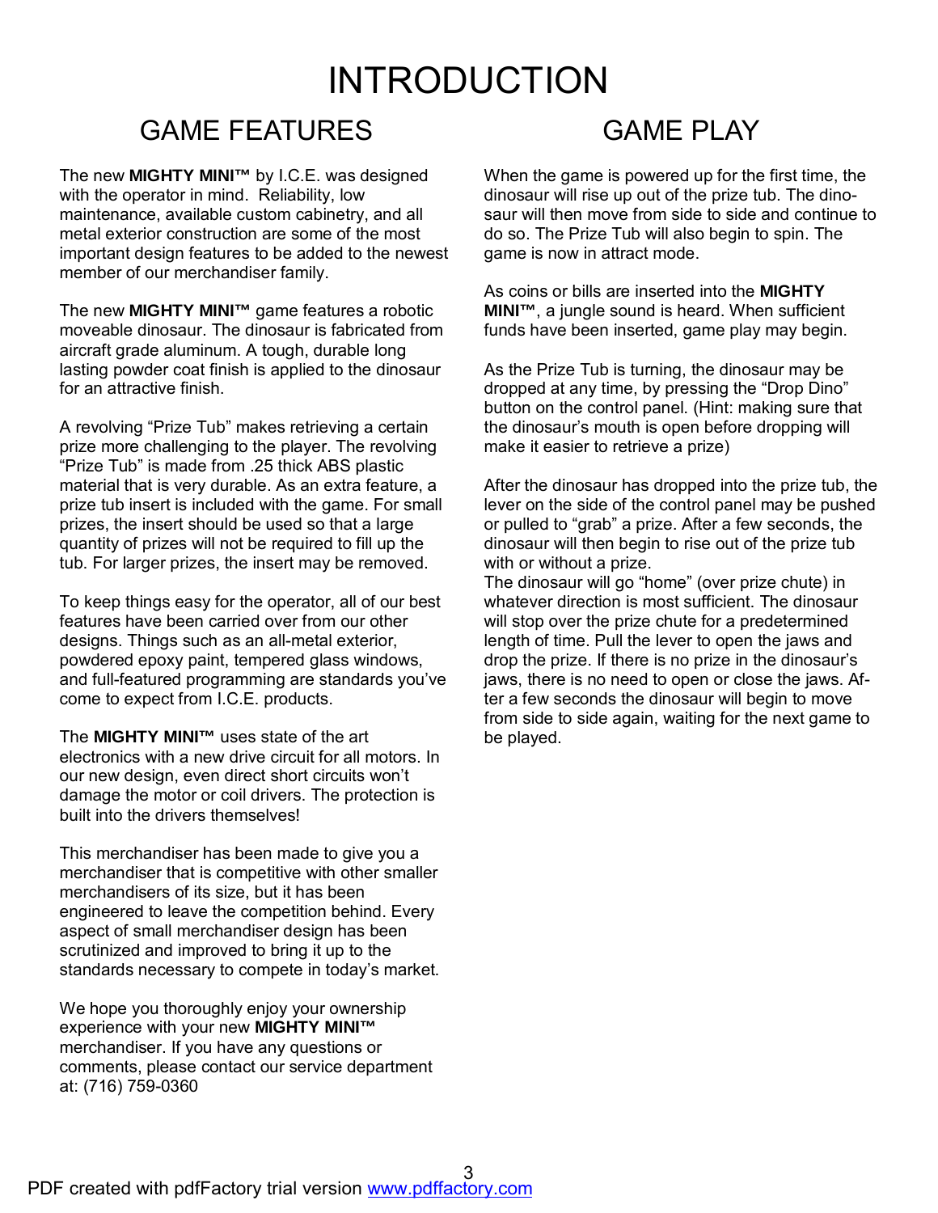# INTRODUCTION

## GAME FEATURES

The new **MIGHTY MINI™** by I.C.E. was designed with the operator in mind. Reliability, low maintenance, available custom cabinetry, and all metal exterior construction are some of the most important design features to be added to the newest member of our merchandiser family.

The new **MIGHTY MINI™** game features a robotic moveable dinosaur. The dinosaur is fabricated from aircraft grade aluminum. A tough, durable long lasting powder coat finish is applied to the dinosaur for an attractive finish.

A revolving "Prize Tub" makes retrieving a certain prize more challenging to the player. The revolving "Prize Tub" is made from .25 thick ABS plastic material that is very durable. As an extra feature, a prize tub insert is included with the game. For small prizes, the insert should be used so that a large quantity of prizes will not be required to fill up the tub. For larger prizes, the insert may be removed.

To keep things easy for the operator, all of our best features have been carried over from our other designs. Things such as an all-metal exterior, powdered epoxy paint, tempered glass windows, and full-featured programming are standards you've come to expect from I.C.E. products.

The **MIGHTY MINI™** uses state of the art electronics with a new drive circuit for all motors. In our new design, even direct short circuits won't damage the motor or coil drivers. The protection is built into the drivers themselves!

This merchandiser has been made to give you a merchandiser that is competitive with other smaller merchandisers of its size, but it has been engineered to leave the competition behind. Every aspect of small merchandiser design has been scrutinized and improved to bring it up to the standards necessary to compete in today's market.

We hope you thoroughly enjoy your ownership experience with your new **MIGHTY MINI™** merchandiser. If you have any questions or comments, please contact our service department at: (716) 759-0360

## GAME PLAY

When the game is powered up for the first time, the dinosaur will rise up out of the prize tub. The dinosaur will then move from side to side and continue to do so. The Prize Tub will also begin to spin. The game is now in attract mode.

As coins or bills are inserted into the **MIGHTY MINI™**, a jungle sound is heard. When sufficient funds have been inserted, game play may begin.

As the Prize Tub is turning, the dinosaur may be dropped at any time, by pressing the "Drop Dino" button on the control panel. (Hint: making sure that the dinosaur's mouth is open before dropping will make it easier to retrieve a prize)

After the dinosaur has dropped into the prize tub, the lever on the side of the control panel may be pushed or pulled to "grab" a prize. After a few seconds, the dinosaur will then begin to rise out of the prize tub with or without a prize.
The dinosaur will go "home" (over prize chute) in whatever direction is most sufficient. The dinosaur will stop over the prize chute for a predetermined length of time. Pull the lever to open the jaws and drop the prize. If there is no prize in the dinosaur's jaws, there is no need to open or close the jaws. After a few seconds the dinosaur will begin to move from side to side again, waiting for the next game to be played.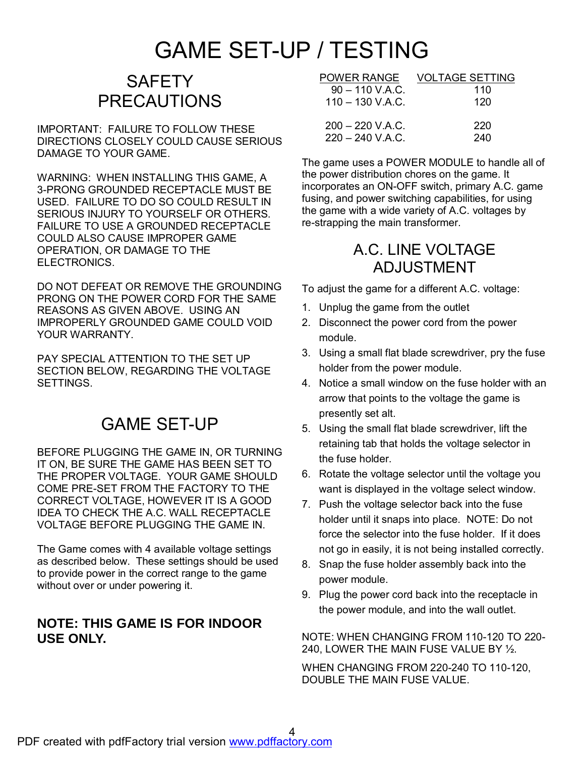# GAME SET-UP / TESTING

## SAFETY PRECAUTIONS

IMPORTANT: FAILURE TO FOLLOW THESE DIRECTIONS CLOSELY COULD CAUSE SERIOUS DAMAGE TO YOUR GAME.

WARNING: WHEN INSTALLING THIS GAME, A 3-PRONG GROUNDED RECEPTACLE MUST BE USED. FAILURE TO DO SO COULD RESULT IN SERIOUS INJURY TO YOURSELF OR OTHERS. FAILURE TO USE A GROUNDED RECEPTACLE COULD ALSO CAUSE IMPROPER GAME OPERATION, OR DAMAGE TO THE ELECTRONICS.

DO NOT DEFEAT OR REMOVE THE GROUNDING PRONG ON THE POWER CORD FOR THE SAME REASONS AS GIVEN ABOVE. USING AN IMPROPERLY GROUNDED GAME COULD VOID YOUR WARRANTY.

PAY SPECIAL ATTENTION TO THE SET UP SECTION BELOW, REGARDING THE VOLTAGE SETTINGS.

## GAME SET-UP

BEFORE PLUGGING THE GAME IN, OR TURNING IT ON, BE SURE THE GAME HAS BEEN SET TO THE PROPER VOLTAGE. YOUR GAME SHOULD COME PRE-SET FROM THE FACTORY TO THE CORRECT VOLTAGE, HOWEVER IT IS A GOOD IDEA TO CHECK THE A.C. WALL RECEPTACLE VOLTAGE BEFORE PLUGGING THE GAME IN.

The Game comes with 4 available voltage settings as described below. These settings should be used to provide power in the correct range to the game without over or under powering it.

**NOTE: THIS GAME IS FOR INDOOR USE ONLY.**

| POWER RANGE | VOLTAGE SETTING |
| --- | --- |
| 90 – 110 V.A.C. | 110 |
| 110 – 130 V.A.C. | 120 |
| 200 – 220 V.A.C. | 220 |
| 220 – 240 V.A.C. | 240 |

The game uses a POWER MODULE to handle all of the power distribution chores on the game. It incorporates an ON-OFF switch, primary A.C. game fusing, and power switching capabilities, for using the game with a wide variety of A.C. voltages by re-strapping the main transformer.

## A.C. LINE VOLTAGE ADJUSTMENT

To adjust the game for a different A.C. voltage:

1. Unplug the game from the outlet
2. Disconnect the power cord from the power module.
3. Using a small flat blade screwdriver, pry the fuse holder from the power module.
4. Notice a small window on the fuse holder with an arrow that points to the voltage the game is presently set alt.
5. Using the small flat blade screwdriver, lift the retaining tab that holds the voltage selector in the fuse holder.
6. Rotate the voltage selector until the voltage you want is displayed in the voltage select window.
7. Push the voltage selector back into the fuse holder until it snaps into place. NOTE: Do not force the selector into the fuse holder. If it does not go in easily, it is not being installed correctly.
8. Snap the fuse holder assembly back into the power module.
9. Plug the power cord back into the receptacle in the power module, and into the wall outlet.

NOTE: WHEN CHANGING FROM 110-120 TO 220-240, LOWER THE MAIN FUSE VALUE BY ½.

WHEN CHANGING FROM 220-240 TO 110-120, DOUBLE THE MAIN FUSE VALUE.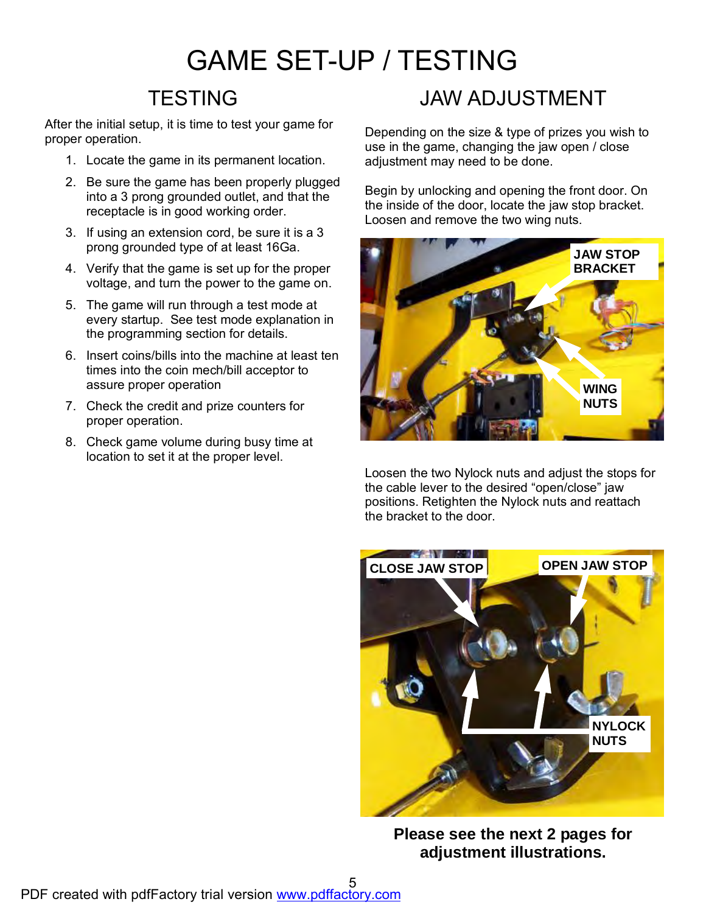# GAME SET-UP / TESTING

## TESTING

After the initial setup, it is time to test your game for proper operation.

1. Locate the game in its permanent location.
2. Be sure the game has been properly plugged into a 3 prong grounded outlet, and that the receptacle is in good working order.
3. If using an extension cord, be sure it is a 3 prong grounded type of at least 16Ga.
4. Verify that the game is set up for the proper voltage, and turn the power to the game on.
5. The game will run through a test mode at every startup. See test mode explanation in the programming section for details.
6. Insert coins/bills into the machine at least ten times into the coin mech/bill acceptor to assure proper operation
7. Check the credit and prize counters for proper operation.
8. Check game volume during busy time at location to set it at the proper level.

## JAW ADJUSTMENT

Depending on the size & type of prizes you wish to use in the game, changing the jaw open / close adjustment may need to be done.

Begin by unlocking and opening the front door. On the inside of the door, locate the jaw stop bracket. Loosen and remove the two wing nuts.

Loosen the two Nylock nuts and adjust the stops for the cable lever to the desired "open/close" jaw positions. Retighten the Nylock nuts and reattach the bracket to the door.

**Please see the next 2 pages for adjustment illustrations.**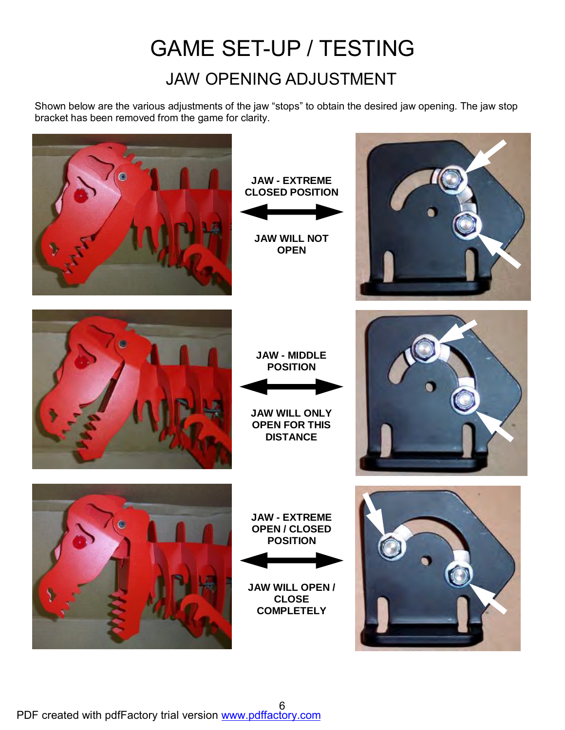# GAME SET-UP / TESTING

## JAW OPENING ADJUSTMENT

Shown below are the various adjustments of the jaw "stops" to obtain the desired jaw opening. The jaw stop bracket has been removed from the game for clarity.

**JAW - EXTREME CLOSED POSITION**

**JAW WILL NOT OPEN**

**JAW - MIDDLE POSITION**

**JAW WILL ONLY OPEN FOR THIS DISTANCE**

**JAW - EXTREME OPEN / CLOSED POSITION**

**JAW WILL OPEN / CLOSE COMPLETELY**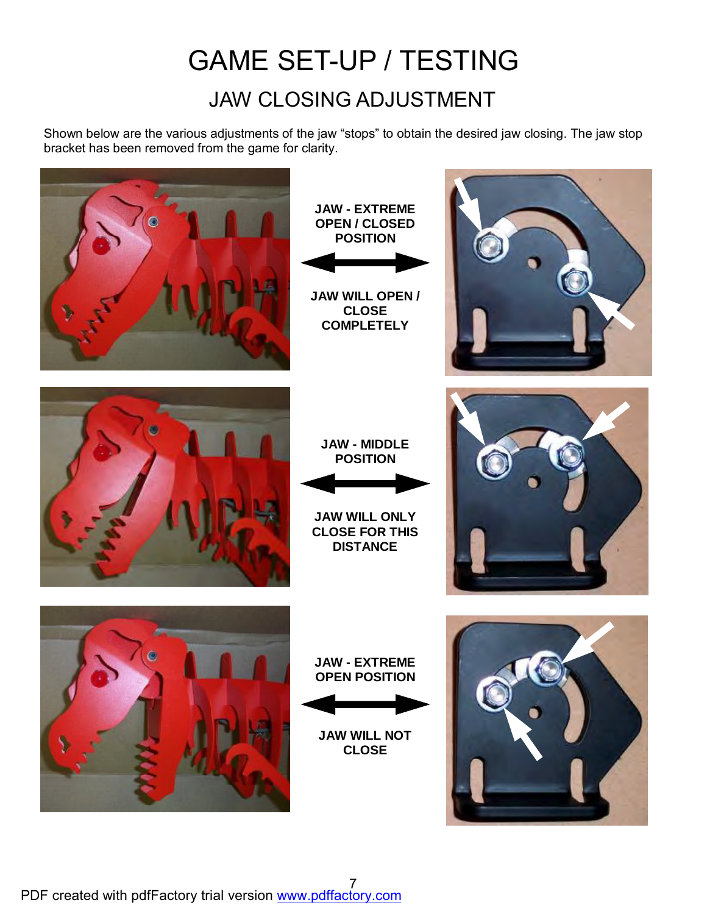# GAME SET-UP / TESTING

## JAW CLOSING ADJUSTMENT

Shown below are the various adjustments of the jaw "stops" to obtain the desired jaw closing. The jaw stop bracket has been removed from the game for clarity.

**JAW - EXTREME OPEN / CLOSED POSITION**

**JAW WILL OPEN / CLOSE COMPLETELY**

**JAW - MIDDLE POSITION**

**JAW WILL ONLY CLOSE FOR THIS DISTANCE**

**JAW - EXTREME OPEN POSITION**

**JAW WILL NOT CLOSE**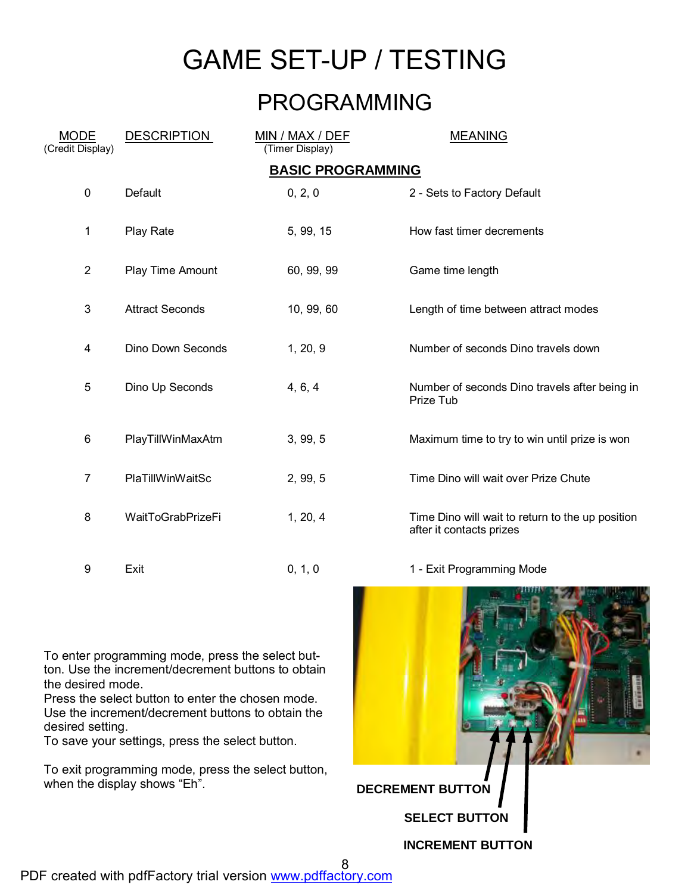# GAME SET-UP / TESTING

## PROGRAMMING

| MODE (Credit Display) | DESCRIPTION | MIN / MAX / DEF (Timer Display) | MEANING |
|---|---|---|---|
| | | **BASIC PROGRAMMING** | |
| 0 | Default | 0, 2, 0 | 2 - Sets to Factory Default |
| 1 | Play Rate | 5, 99, 15 | How fast timer decrements |
| 2 | Play Time Amount | 60, 99, 99 | Game time length |
| 3 | Attract Seconds | 10, 99, 60 | Length of time between attract modes |
| 4 | Dino Down Seconds | 1, 20, 9 | Number of seconds Dino travels down |
| 5 | Dino Up Seconds | 4, 6, 4 | Number of seconds Dino travels after being in Prize Tub |
| 6 | PlayTillWinMaxAtm | 3, 99, 5 | Maximum time to try to win until prize is won |
| 7 | PlaTillWinWaitSc | 2, 99, 5 | Time Dino will wait over Prize Chute |
| 8 | WaitToGrabPrizeFi | 1, 20, 4 | Time Dino will wait to return to the up position after it contacts prizes |
| 9 | Exit | 0, 1, 0 | 1 - Exit Programming Mode |

To enter programming mode, press the select button. Use the increment/decrement buttons to obtain the desired mode.
Press the select button to enter the chosen mode.
Use the increment/decrement buttons to obtain the desired setting.
To save your settings, press the select button.

To exit programming mode, press the select button, when the display shows "Eh".

**DECREMENT BUTTON**

**SELECT BUTTON**

**INCREMENT BUTTON**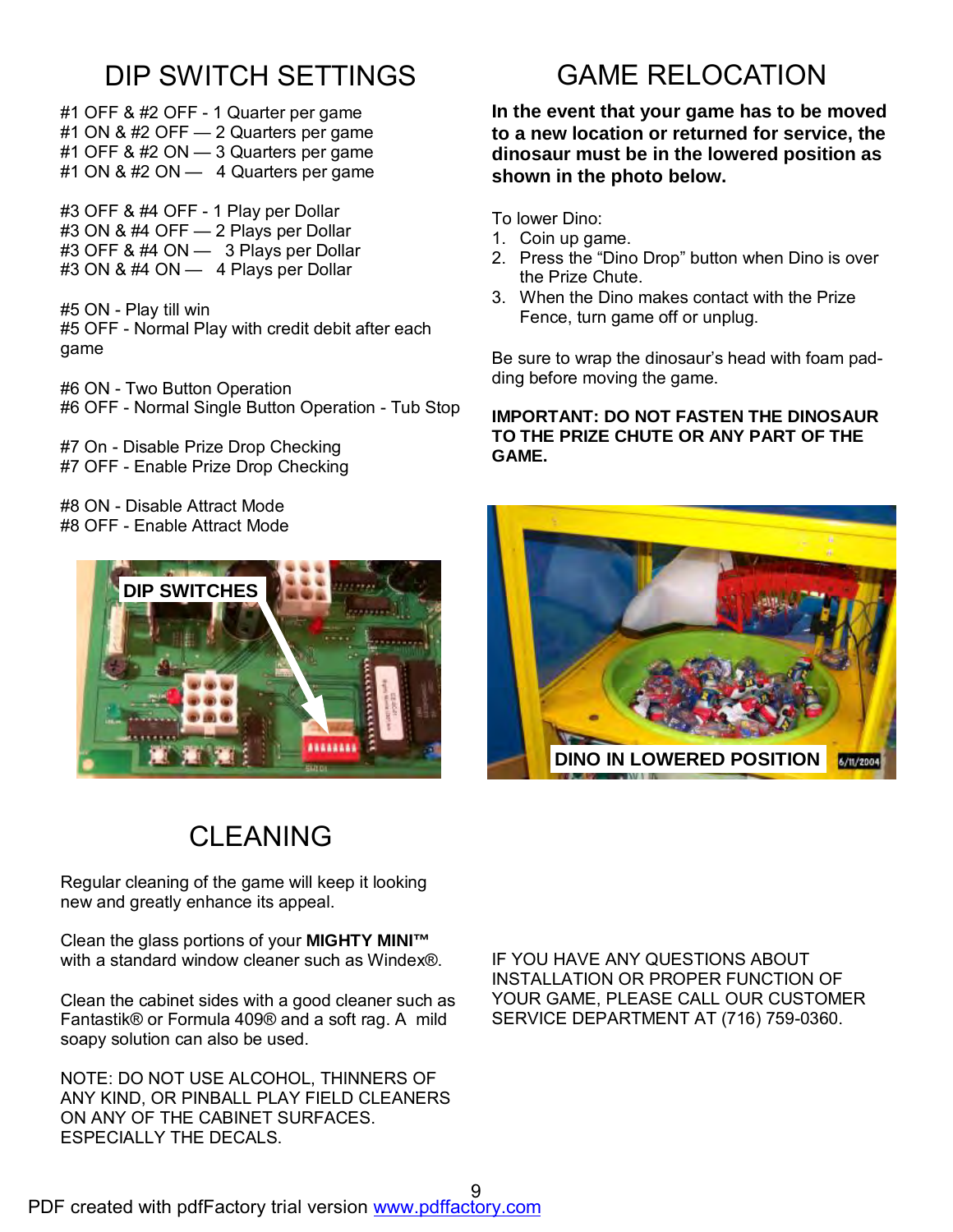# DIP SWITCH SETTINGS

#1 OFF & #2 OFF - 1 Quarter per game
#1 ON & #2 OFF — 2 Quarters per game
#1 OFF & #2 ON — 3 Quarters per game
#1 ON & #2 ON — 4 Quarters per game

#3 OFF & #4 OFF - 1 Play per Dollar
#3 ON & #4 OFF — 2 Plays per Dollar
#3 OFF & #4 ON — 3 Plays per Dollar
#3 ON & #4 ON — 4 Plays per Dollar

#5 ON - Play till win
#5 OFF - Normal Play with credit debit after each game

#6 ON - Two Button Operation
#6 OFF - Normal Single Button Operation - Tub Stop

#7 On - Disable Prize Drop Checking
#7 OFF - Enable Prize Drop Checking

#8 ON - Disable Attract Mode
#8 OFF - Enable Attract Mode

DIP SWITCHES

# CLEANING

Regular cleaning of the game will keep it looking new and greatly enhance its appeal.

Clean the glass portions of your **MIGHTY MINI™** with a standard window cleaner such as Windex®.

Clean the cabinet sides with a good cleaner such as Fantastik® or Formula 409® and a soft rag. A mild soapy solution can also be used.

NOTE: DO NOT USE ALCOHOL, THINNERS OF ANY KIND, OR PINBALL PLAY FIELD CLEANERS ON ANY OF THE CABINET SURFACES. ESPECIALLY THE DECALS.

# GAME RELOCATION

**In the event that your game has to be moved to a new location or returned for service, the dinosaur must be in the lowered position as shown in the photo below.**

To lower Dino:

1. Coin up game.
2. Press the "Dino Drop" button when Dino is over the Prize Chute.
3. When the Dino makes contact with the Prize Fence, turn game off or unplug.

Be sure to wrap the dinosaur's head with foam padding before moving the game.

**IMPORTANT: DO NOT FASTEN THE DINOSAUR TO THE PRIZE CHUTE OR ANY PART OF THE GAME.**

DINO IN LOWERED POSITION

IF YOU HAVE ANY QUESTIONS ABOUT INSTALLATION OR PROPER FUNCTION OF YOUR GAME, PLEASE CALL OUR CUSTOMER SERVICE DEPARTMENT AT (716) 759-0360.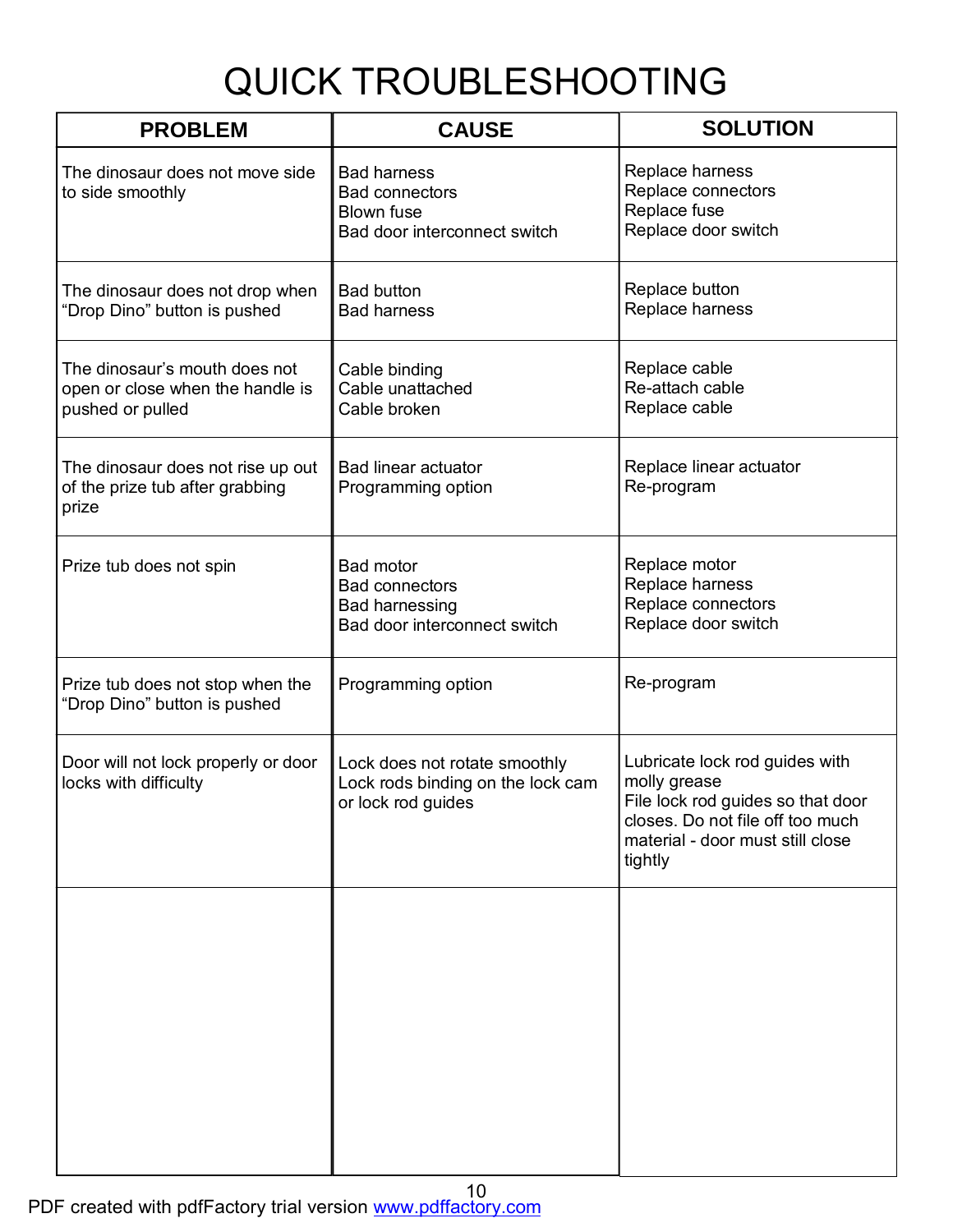# QUICK TROUBLESHOOTING

| PROBLEM | CAUSE | SOLUTION |
|---|---|---|
| The dinosaur does not move side to side smoothly | Bad harness<br>Bad connectors<br>Blown fuse<br>Bad door interconnect switch | Replace harness<br>Replace connectors<br>Replace fuse<br>Replace door switch |
| The dinosaur does not drop when “Drop Dino” button is pushed | Bad button<br>Bad harness | Replace button<br>Replace harness |
| The dinosaur’s mouth does not open or close when the handle is pushed or pulled | Cable binding<br>Cable unattached<br>Cable broken | Replace cable<br>Re-attach cable<br>Replace cable |
| The dinosaur does not rise up out of the prize tub after grabbing prize | Bad linear actuator<br>Programming option | Replace linear actuator<br>Re-program |
| Prize tub does not spin | Bad motor<br>Bad connectors<br>Bad harnessing<br>Bad door interconnect switch | Replace motor<br>Replace harness<br>Replace connectors<br>Replace door switch |
| Prize tub does not stop when the “Drop Dino” button is pushed | Programming option | Re-program |
| Door will not lock properly or door locks with difficulty | Lock does not rotate smoothly<br>Lock rods binding on the lock cam or lock rod guides | Lubricate lock rod guides with molly grease<br>File lock rod guides so that door closes. Do not file off too much material - door must still close tightly |
| | | |

PDF created with pdfFactory trial version www.pdffactory.com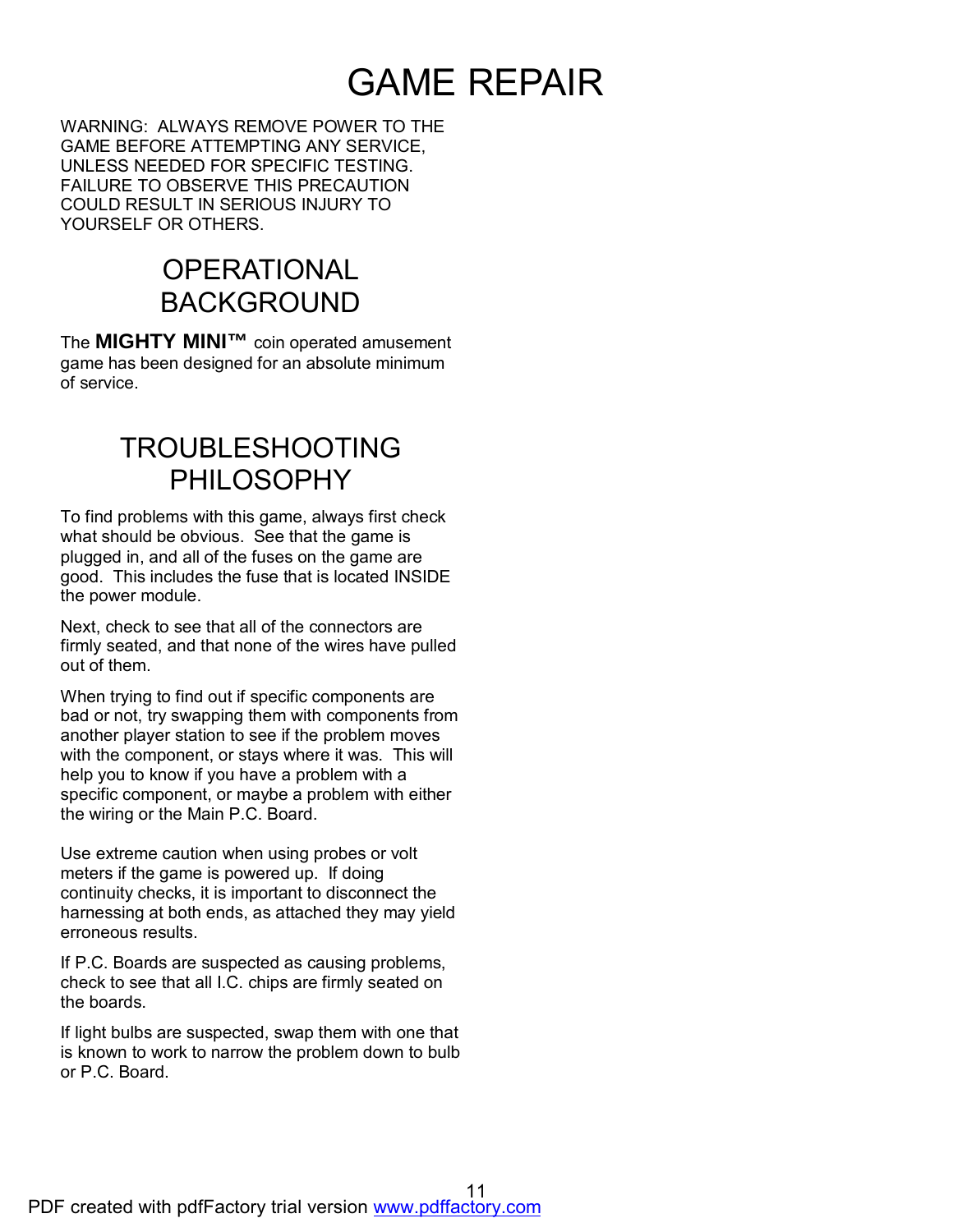# GAME REPAIR

WARNING: ALWAYS REMOVE POWER TO THE GAME BEFORE ATTEMPTING ANY SERVICE, UNLESS NEEDED FOR SPECIFIC TESTING. FAILURE TO OBSERVE THIS PRECAUTION COULD RESULT IN SERIOUS INJURY TO YOURSELF OR OTHERS.

## OPERATIONAL BACKGROUND

The **MIGHTY MINI™** coin operated amusement game has been designed for an absolute minimum of service.

## TROUBLESHOOTING PHILOSOPHY

To find problems with this game, always first check what should be obvious. See that the game is plugged in, and all of the fuses on the game are good. This includes the fuse that is located INSIDE the power module.

Next, check to see that all of the connectors are firmly seated, and that none of the wires have pulled out of them.

When trying to find out if specific components are bad or not, try swapping them with components from another player station to see if the problem moves with the component, or stays where it was. This will help you to know if you have a problem with a specific component, or maybe a problem with either the wiring or the Main P.C. Board.

Use extreme caution when using probes or volt meters if the game is powered up. If doing continuity checks, it is important to disconnect the harnessing at both ends, as attached they may yield erroneous results.

If P.C. Boards are suspected as causing problems, check to see that all I.C. chips are firmly seated on the boards.

If light bulbs are suspected, swap them with one that is known to work to narrow the problem down to bulb or P.C. Board.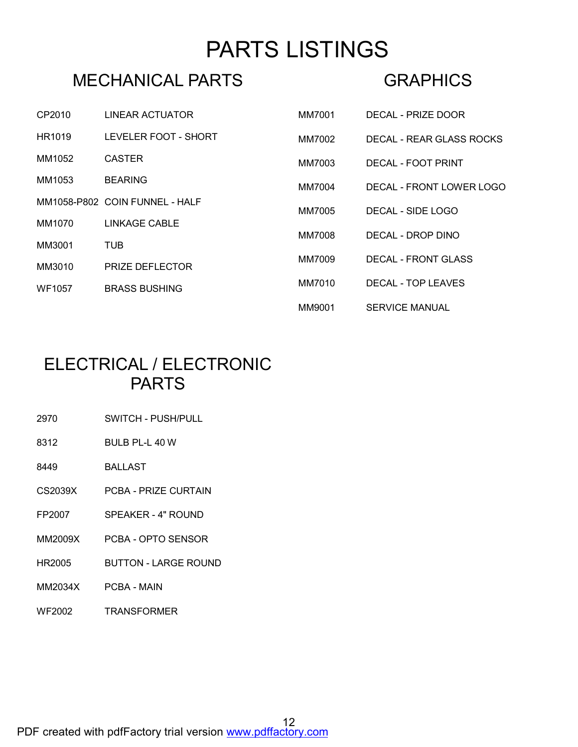# PARTS LISTINGS

## MECHANICAL PARTS

| | |
|---|---|
| CP2010 | LINEAR ACTUATOR |
| HR1019 | LEVELER FOOT - SHORT |
| MM1052 | CASTER |
| MM1053 | BEARING |
| MM1058-P802 | COIN FUNNEL - HALF |
| MM1070 | LINKAGE CABLE |
| MM3001 | TUB |
| MM3010 | PRIZE DEFLECTOR |
| WF1057 | BRASS BUSHING |

## GRAPHICS

| | |
|---|---|
| MM7001 | DECAL - PRIZE DOOR |
| MM7002 | DECAL - REAR GLASS ROCKS |
| MM7003 | DECAL - FOOT PRINT |
| MM7004 | DECAL - FRONT LOWER LOGO |
| MM7005 | DECAL - SIDE LOGO |
| MM7008 | DECAL - DROP DINO |
| MM7009 | DECAL - FRONT GLASS |
| MM7010 | DECAL - TOP LEAVES |
| MM9001 | SERVICE MANUAL |

## ELECTRICAL / ELECTRONIC PARTS

| | |
|---|---|
| 2970 | SWITCH - PUSH/PULL |
| 8312 | BULB PL-L 40 W |
| 8449 | BALLAST |
| CS2039X | PCBA - PRIZE CURTAIN |
| FP2007 | SPEAKER - 4" ROUND |
| MM2009X | PCBA - OPTO SENSOR |
| HR2005 | BUTTON - LARGE ROUND |
| MM2034X | PCBA - MAIN |
| WF2002 | TRANSFORMER |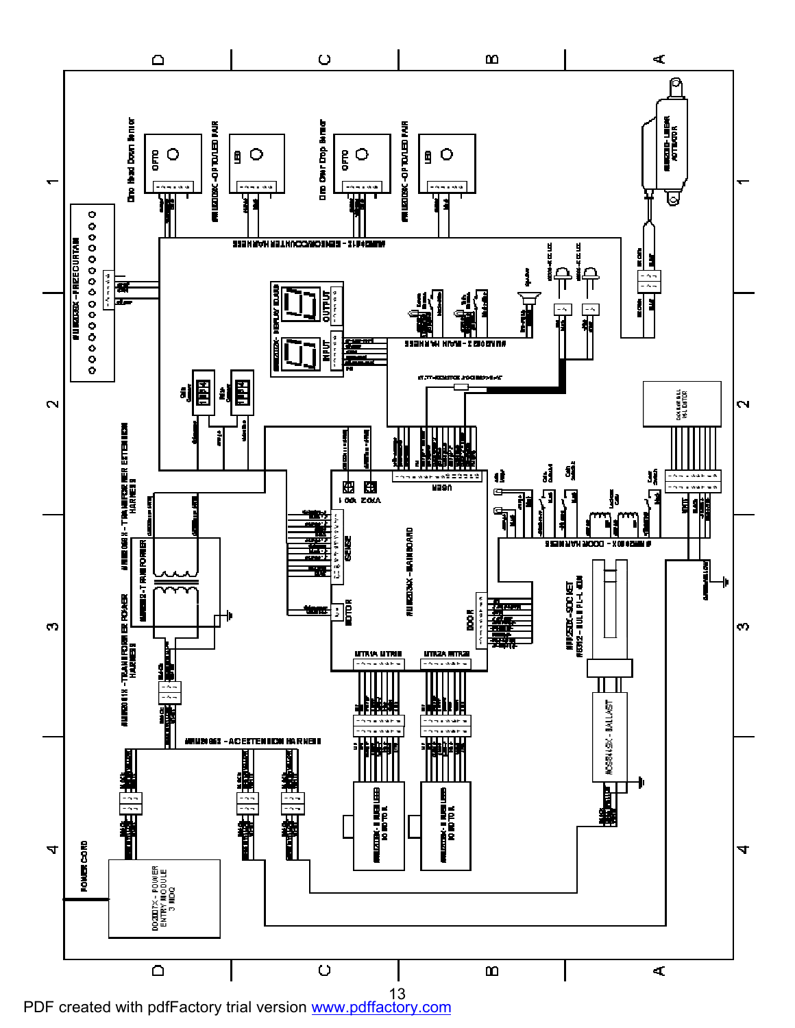Dino Head Down Sensor

OPTO

LED

OPTO/LED PAIR

Dino Over Drop Sensor

OPTO

LED

OPTO/LED PAIR

LINEAR ACTUATOR

PRIZE CURTAIN

SENSOR/COUNTER HARNESS

DISPLAY BOARD

INPUT

OUTPUT

MAIN HARNESS

TRANSFORMER EXTENSION HARNESS

TRANSFORMER

POWER TRANSFORMER HARNESS

MAIN BOARD

USER

SENSE

MOTOR

DOOR

DOOR HARNESS

DOOR BILL VALIDATOR

SOCKET

BULB

BALLAST

AC EXTENSION HARNESS

POWER CORD

POWER ENTRY MODULE 3 MDQ

A B C D

1 2 3 4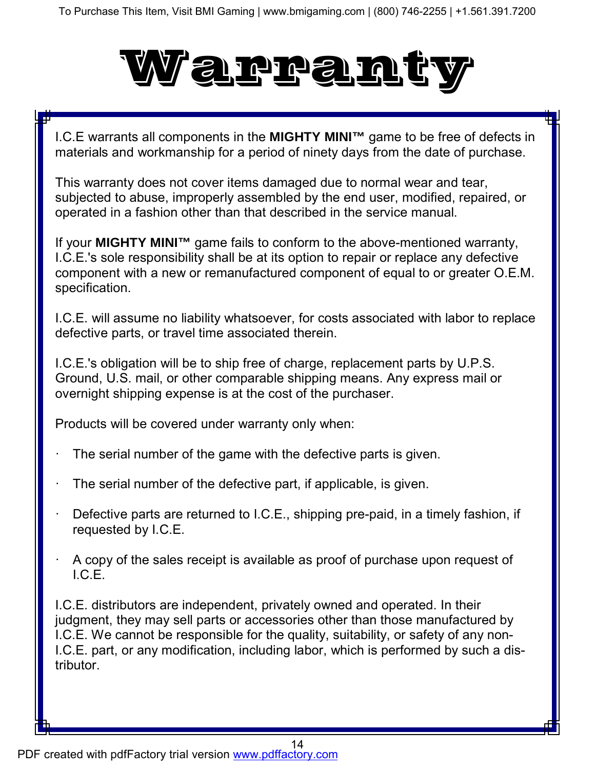# Warranty

I.C.E warrants all components in the **MIGHTY MINI™** game to be free of defects in materials and workmanship for a period of ninety days from the date of purchase.

This warranty does not cover items damaged due to normal wear and tear, subjected to abuse, improperly assembled by the end user, modified, repaired, or operated in a fashion other than that described in the service manual.

If your **MIGHTY MINI™** game fails to conform to the above-mentioned warranty, I.C.E.'s sole responsibility shall be at its option to repair or replace any defective component with a new or remanufactured component of equal to or greater O.E.M. specification.

I.C.E. will assume no liability whatsoever, for costs associated with labor to replace defective parts, or travel time associated therein.

I.C.E.'s obligation will be to ship free of charge, replacement parts by U.P.S. Ground, U.S. mail, or other comparable shipping means. Any express mail or overnight shipping expense is at the cost of the purchaser.

Products will be covered under warranty only when:

- The serial number of the game with the defective parts is given.
- The serial number of the defective part, if applicable, is given.
- Defective parts are returned to I.C.E., shipping pre-paid, in a timely fashion, if requested by I.C.E.
- A copy of the sales receipt is available as proof of purchase upon request of I.C.E.

I.C.E. distributors are independent, privately owned and operated. In their judgment, they may sell parts or accessories other than those manufactured by I.C.E. We cannot be responsible for the quality, suitability, or safety of any non-I.C.E. part, or any modification, including labor, which is performed by such a distributor.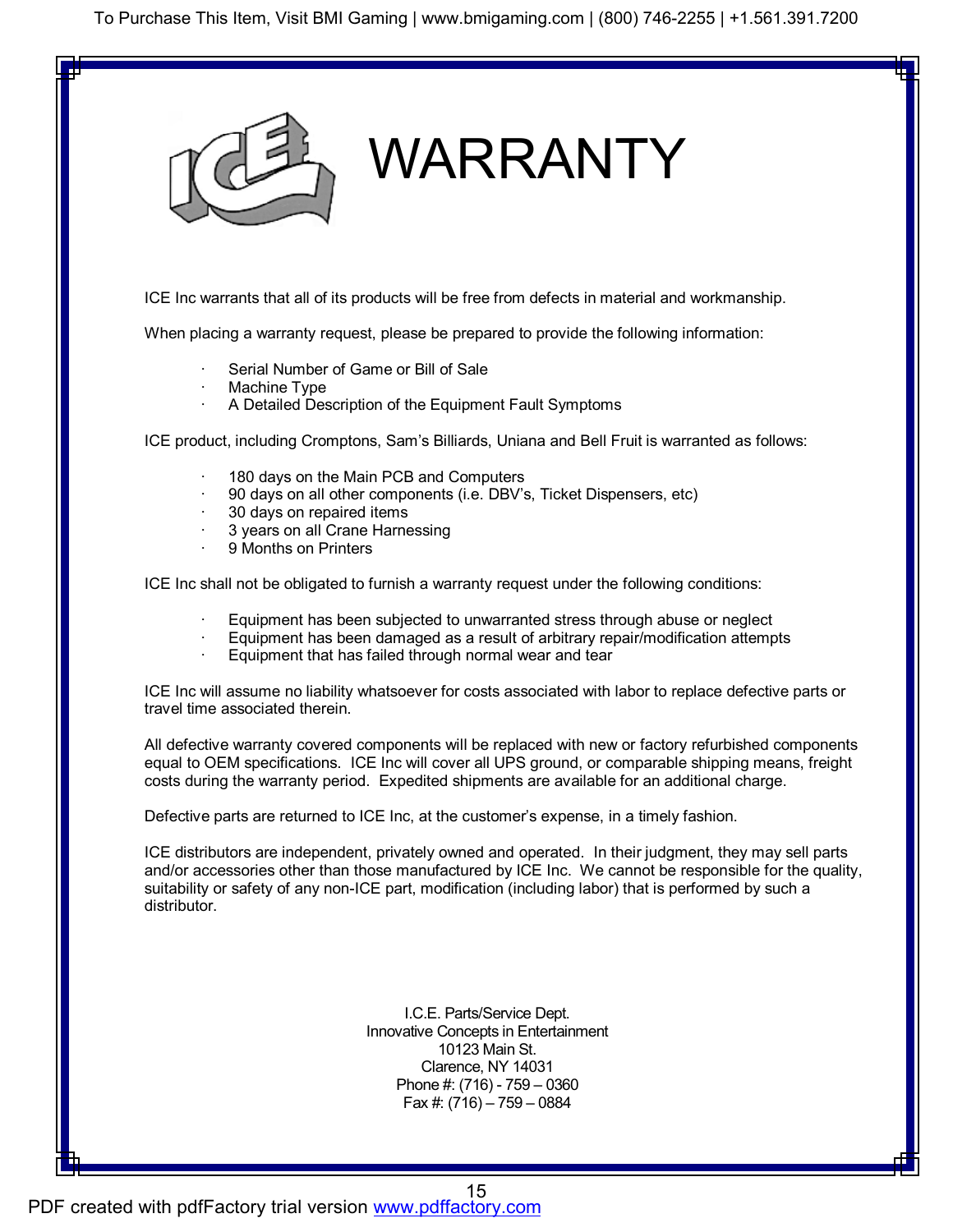# WARRANTY

ICE Inc warrants that all of its products will be free from defects in material and workmanship.

When placing a warranty request, please be prepared to provide the following information:

- Serial Number of Game or Bill of Sale
- Machine Type
- A Detailed Description of the Equipment Fault Symptoms

ICE product, including Cromptons, Sam's Billiards, Uniana and Bell Fruit is warranted as follows:

- 180 days on the Main PCB and Computers
- 90 days on all other components (i.e. DBV's, Ticket Dispensers, etc)
- 30 days on repaired items
- 3 years on all Crane Harnessing
- 9 Months on Printers

ICE Inc shall not be obligated to furnish a warranty request under the following conditions:

- Equipment has been subjected to unwarranted stress through abuse or neglect
- Equipment has been damaged as a result of arbitrary repair/modification attempts
- Equipment that has failed through normal wear and tear

ICE Inc will assume no liability whatsoever for costs associated with labor to replace defective parts or travel time associated therein.

All defective warranty covered components will be replaced with new or factory refurbished components equal to OEM specifications. ICE Inc will cover all UPS ground, or comparable shipping means, freight costs during the warranty period. Expedited shipments are available for an additional charge.

Defective parts are returned to ICE Inc, at the customer's expense, in a timely fashion.

ICE distributors are independent, privately owned and operated. In their judgment, they may sell parts and/or accessories other than those manufactured by ICE Inc. We cannot be responsible for the quality, suitability or safety of any non-ICE part, modification (including labor) that is performed by such a distributor.

I.C.E. Parts/Service Dept.
Innovative Concepts in Entertainment
10123 Main St.
Clarence, NY 14031
Phone #: (716) - 759 – 0360
Fax #: (716) – 759 – 0884